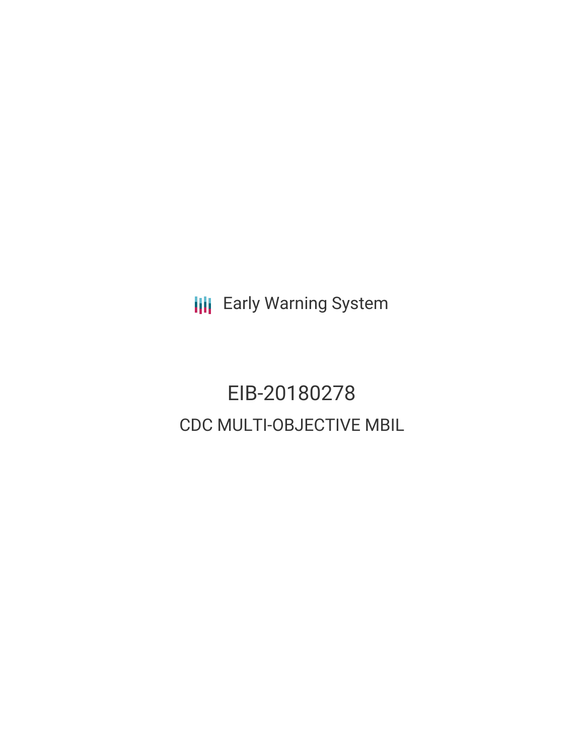Early Warning System

# EIB-20180278

## CDC MULTI-OBJECTIVE MBIL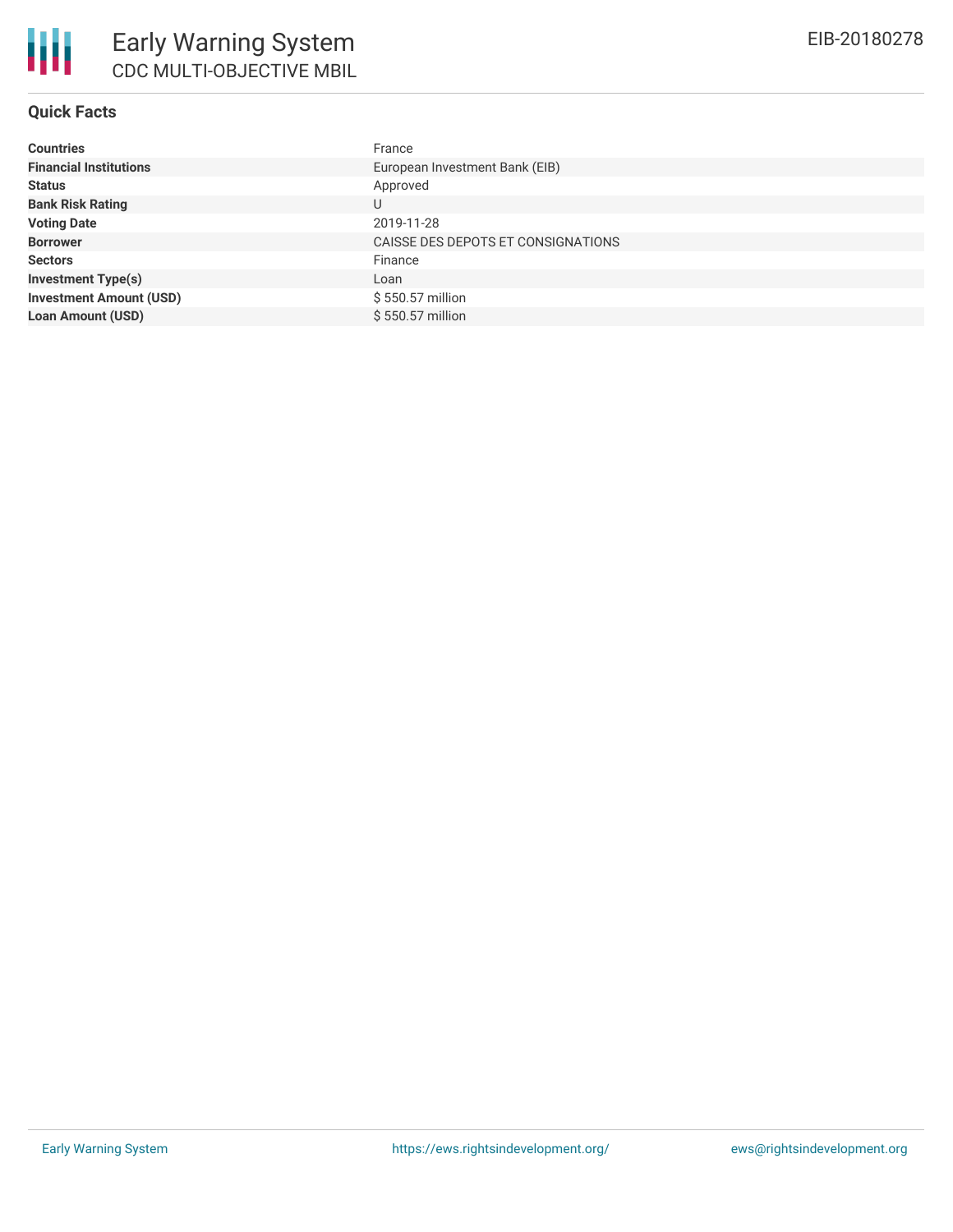# Early Warning System

## CDC MULTI-OBJECTIVE MBIL

EIB-20180278

### Quick Facts

| | |
|---|---|
| **Countries** | France |
| **Financial Institutions** | European Investment Bank (EIB) |
| **Status** | Approved |
| **Bank Risk Rating** | U |
| **Voting Date** | 2019-11-28 |
| **Borrower** | CAISSE DES DEPOTS ET CONSIGNATIONS |
| **Sectors** | Finance |
| **Investment Type(s)** | Loan |
| **Investment Amount (USD)** | $ 550.57 million |
| **Loan Amount (USD)** | $ 550.57 million |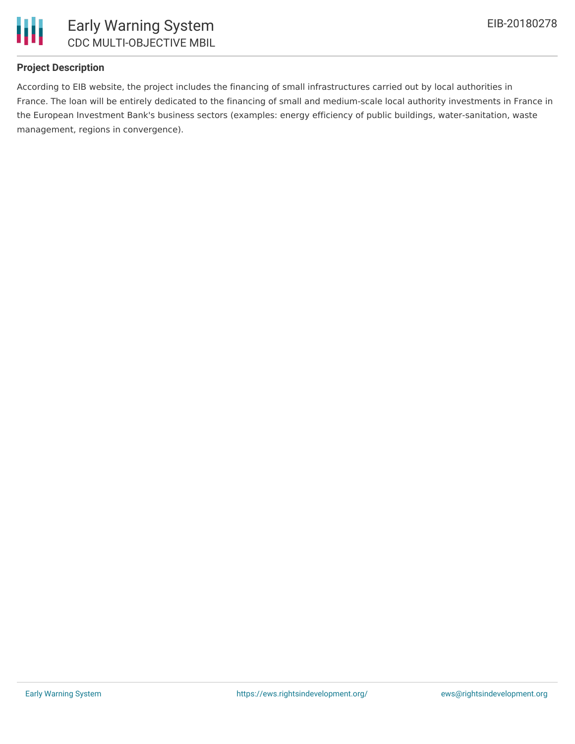## Project Description

According to EIB website, the project includes the financing of small infrastructures carried out by local authorities in France. The loan will be entirely dedicated to the financing of small and medium-scale local authority investments in France in the European Investment Bank's business sectors (examples: energy efficiency of public buildings, water-sanitation, waste management, regions in convergence).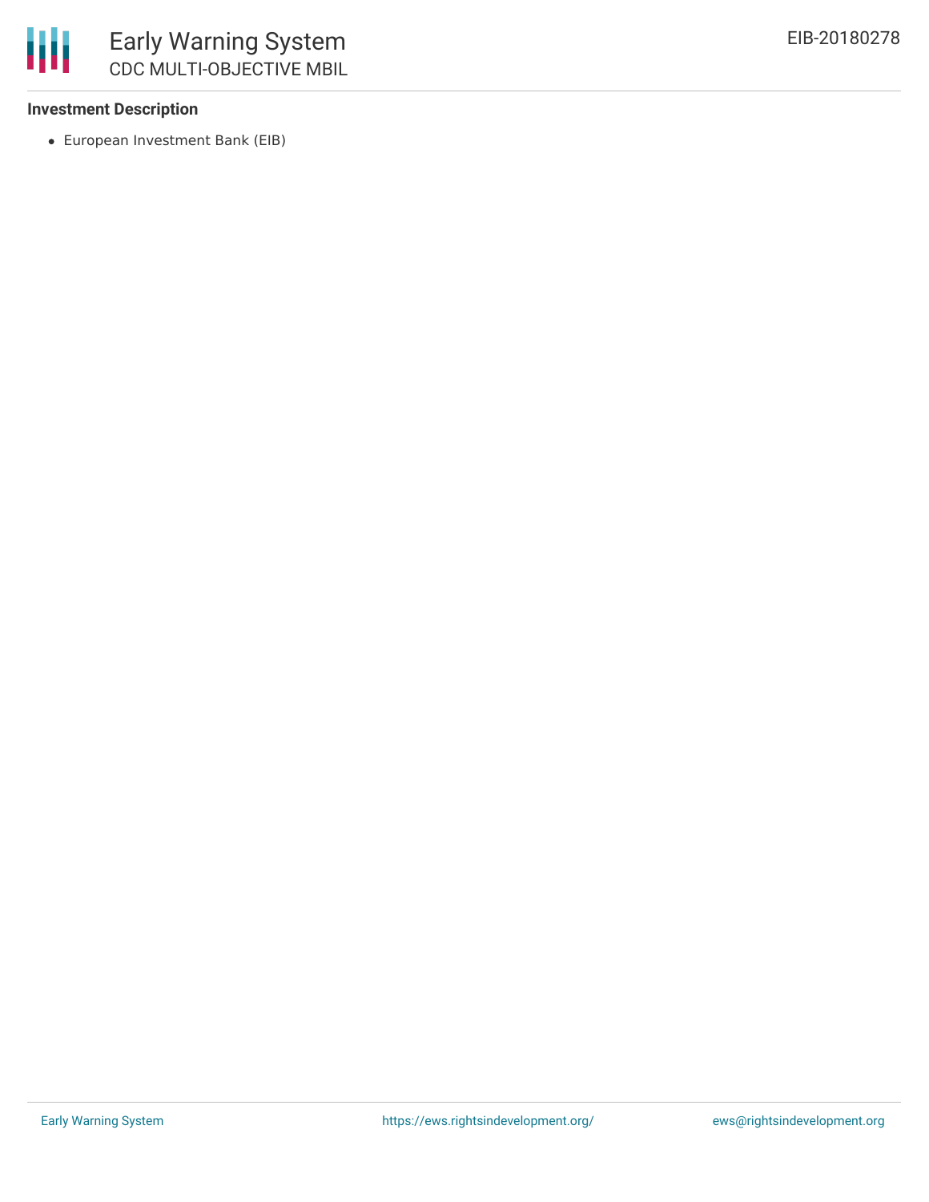**Investment Description**

- European Investment Bank (EIB)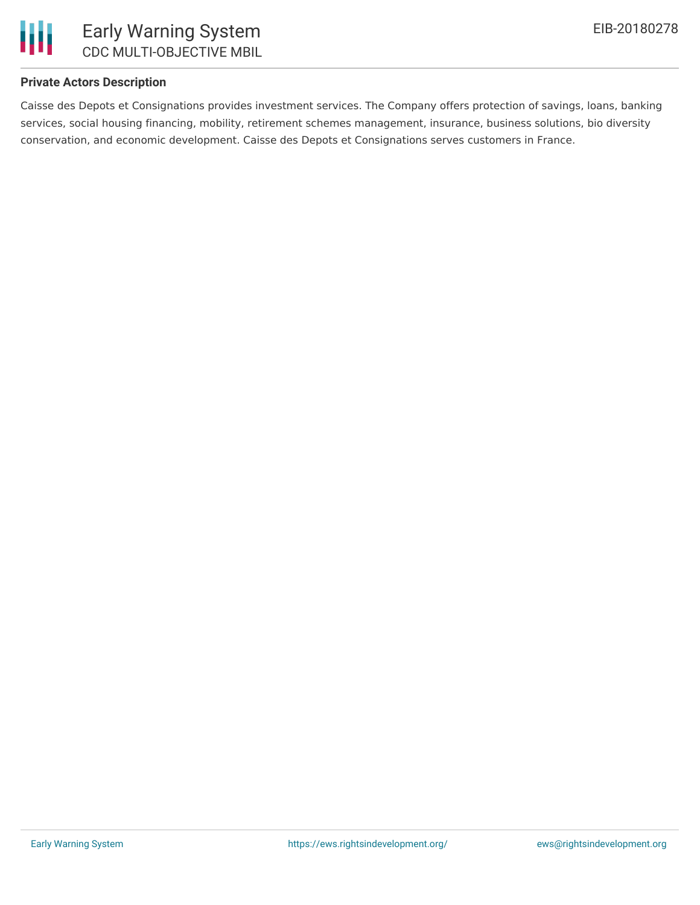**Private Actors Description**

Caisse des Depots et Consignations provides investment services. The Company offers protection of savings, loans, banking services, social housing financing, mobility, retirement schemes management, insurance, business solutions, bio diversity conservation, and economic development. Caisse des Depots et Consignations serves customers in France.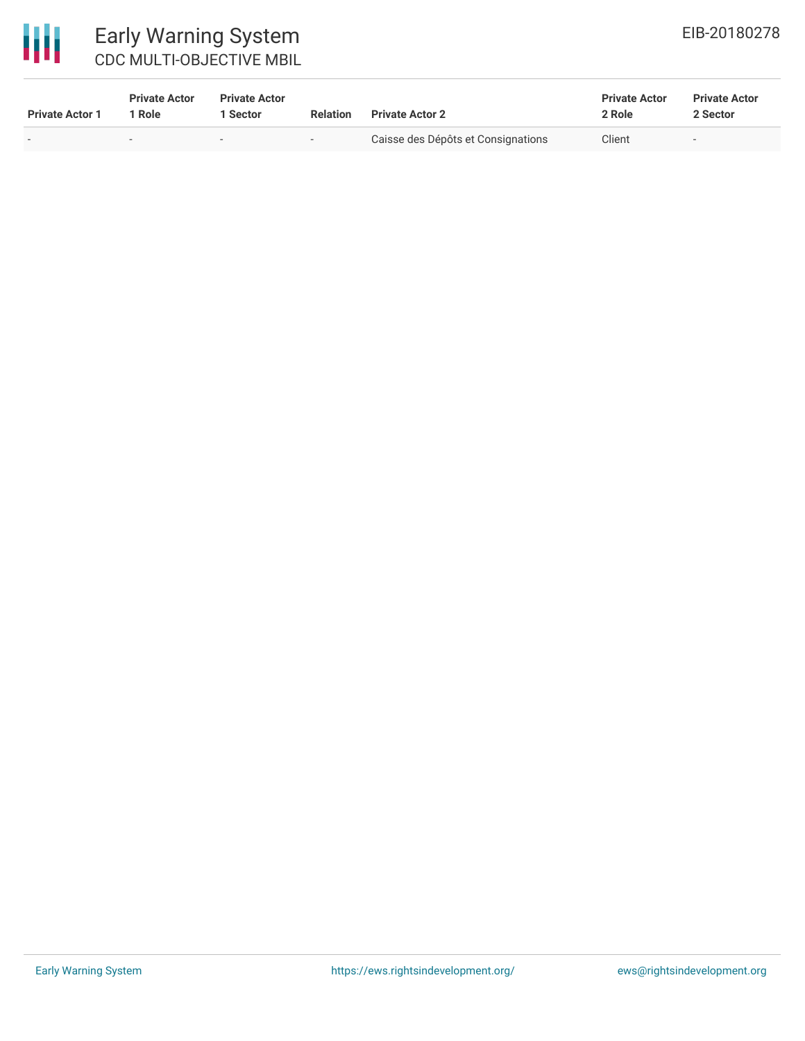| Private Actor 1 | Private Actor 1 Role | Private Actor 1 Sector | Relation | Private Actor 2 | Private Actor 2 Role | Private Actor 2 Sector |
|---|---|---|---|---|---|---|
| - | - | - | - | Caisse des Dépôts et Consignations | Client | - |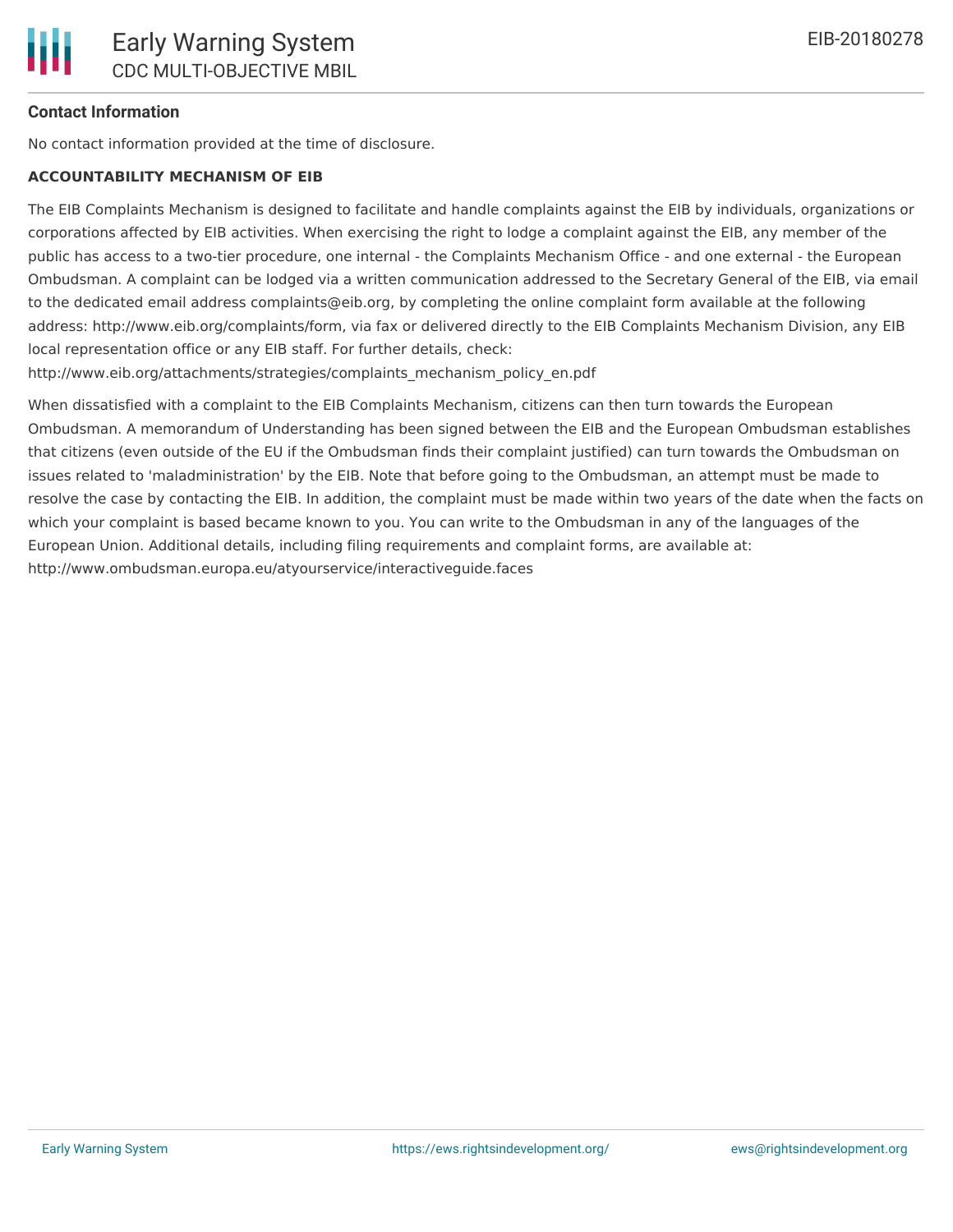**Contact Information**

No contact information provided at the time of disclosure.

**ACCOUNTABILITY MECHANISM OF EIB**

The EIB Complaints Mechanism is designed to facilitate and handle complaints against the EIB by individuals, organizations or corporations affected by EIB activities. When exercising the right to lodge a complaint against the EIB, any member of the public has access to a two-tier procedure, one internal - the Complaints Mechanism Office - and one external - the European Ombudsman. A complaint can be lodged via a written communication addressed to the Secretary General of the EIB, via email to the dedicated email address complaints@eib.org, by completing the online complaint form available at the following address: http://www.eib.org/complaints/form, via fax or delivered directly to the EIB Complaints Mechanism Division, any EIB local representation office or any EIB staff. For further details, check: http://www.eib.org/attachments/strategies/complaints_mechanism_policy_en.pdf

When dissatisfied with a complaint to the EIB Complaints Mechanism, citizens can then turn towards the European Ombudsman. A memorandum of Understanding has been signed between the EIB and the European Ombudsman establishes that citizens (even outside of the EU if the Ombudsman finds their complaint justified) can turn towards the Ombudsman on issues related to 'maladministration' by the EIB. Note that before going to the Ombudsman, an attempt must be made to resolve the case by contacting the EIB. In addition, the complaint must be made within two years of the date when the facts on which your complaint is based became known to you. You can write to the Ombudsman in any of the languages of the European Union. Additional details, including filing requirements and complaint forms, are available at: http://www.ombudsman.europa.eu/atyourservice/interactiveguide.faces